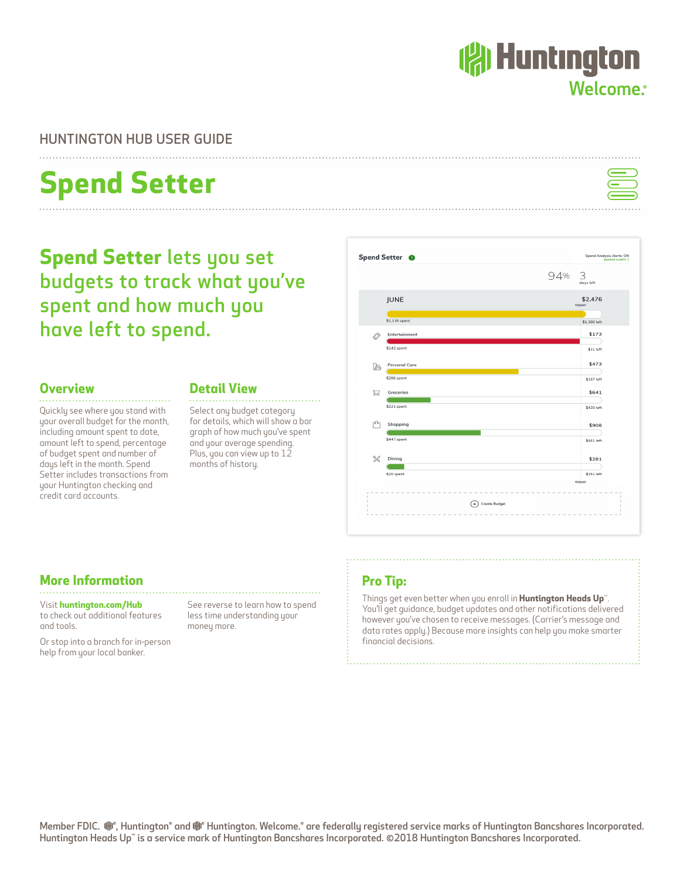Huntington Welcome.

HUNTINGTON HUB USER GUIDE

# Spend Setter

## Spend Setter lets you set budgets to track what you've spent and how much you have left to spend.

### Overview

Quickly see where you stand with your overall budget for the month, including amount spent to date, amount left to spend, percentage of budget spent and number of days left in the month. Spend Setter includes transactions from your Huntington checking and credit card accounts.

### Detail View

Select any budget category for details, which will show a bar graph of how much you've spent and your average spending. Plus, you can view up to 12 months of history.

Spend Setter

Spend Analysis Alerts: ON
MANAGE ALERTS

94% 3 days left

| Category | Budget | Spent | Left |
|---|---|---|---|
| JUNE | $2,476 | $1,116 spent | $1,360 left |
| Entertainment | $173 | $142 spent | $31 left |
| Personal Care | $473 | $286 spent | $187 left |
| Groceries | $641 | $221 spent | $420 left |
| Shopping | $908 | $447 spent | $461 left |
| Dining | $281 | $20 spent | $261 left |

TODAY

Create Budget

### More Information

Visit **huntington.com/Hub** to check out additional features and tools.

Or stop into a branch for in-person help from your local banker.

See reverse to learn how to spend less time understanding your money more.

### Pro Tip:

Things get even better when you enroll in **Huntington Heads Up**℠. You'll get guidance, budget updates and other notifications delivered however you've chosen to receive messages. (Carrier's message and data rates apply.) Because more insights can help you make smarter financial decisions.

Member FDIC. ®, Huntington® and ® Huntington. Welcome.® are federally registered service marks of Huntington Bancshares Incorporated. Huntington Heads Up℠ is a service mark of Huntington Bancshares Incorporated. ©2018 Huntington Bancshares Incorporated.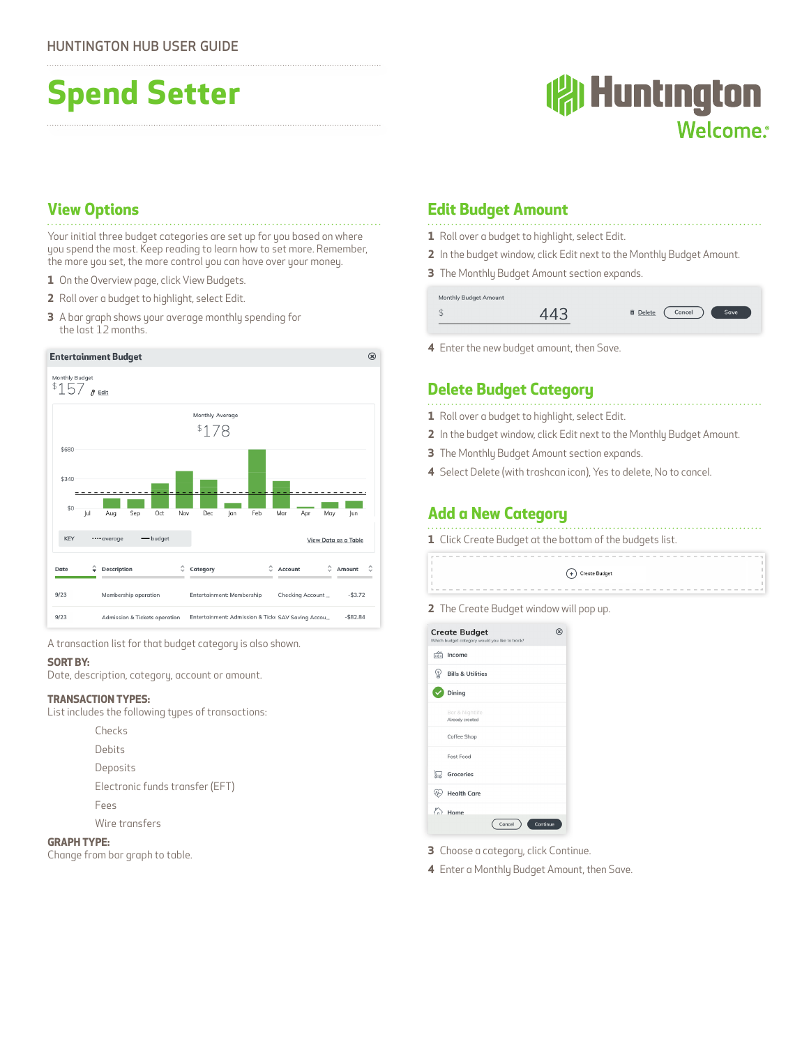HUNTINGTON HUB USER GUIDE

# Spend Setter

Huntington
Welcome.

## View Options

Your initial three budget categories are set up for you based on where you spend the most. Keep reading to learn how to set more. Remember, the more you set, the more control you can have over your money.

1. On the Overview page, click View Budgets.
2. Roll over a budget to highlight, select Edit.
3. A bar graph shows your average monthly spending for the last 12 months.

Entertainment Budget

Monthly Budget
$157 Edit

Monthly Average
$178

$680
$340
$0

Jul Aug Sep Oct Nov Dec Jan Feb Mar Apr May Jun

KEY ···· average — budget
View Data as a Table

| Date | Description | Category | Account | Amount |
|---|---|---|---|---|
| 9/23 | Membership operation | Entertainment: Membership | Checking Account ... | -$3.72 |
| 9/23 | Admission & Tickets operation | Entertainment: Admission & Ticke | SAV Saving Accou... | -$82.84 |

A transaction list for that budget category is also shown.

**SORT BY:**
Date, description, category, account or amount.

**TRANSACTION TYPES:**
List includes the following types of transactions:

- Checks
- Debits
- Deposits
- Electronic funds transfer (EFT)
- Fees
- Wire transfers

**GRAPH TYPE:**
Change from bar graph to table.

## Edit Budget Amount

1. Roll over a budget to highlight, select Edit.
2. In the budget window, click Edit next to the Monthly Budget Amount.
3. The Monthly Budget Amount section expands.

Monthly Budget Amount
$ 443 Delete Cancel Save

4. Enter the new budget amount, then Save.

## Delete Budget Category

1. Roll over a budget to highlight, select Edit.
2. In the budget window, click Edit next to the Monthly Budget Amount.
3. The Monthly Budget Amount section expands.
4. Select Delete (with trashcan icon), Yes to delete, No to cancel.

## Add a New Category

1. Click Create Budget at the bottom of the budgets list.

Create Budget

2. The Create Budget window will pop up.

Create Budget
Which budget category would you like to track?
Income
Bills & Utilities
Dining
Bar & Nightlife
Already created
Coffee Shop
Fast Food
Groceries
Health Care
Home
Cancel Continue

3. Choose a category, click Continue.
4. Enter a Monthly Budget Amount, then Save.